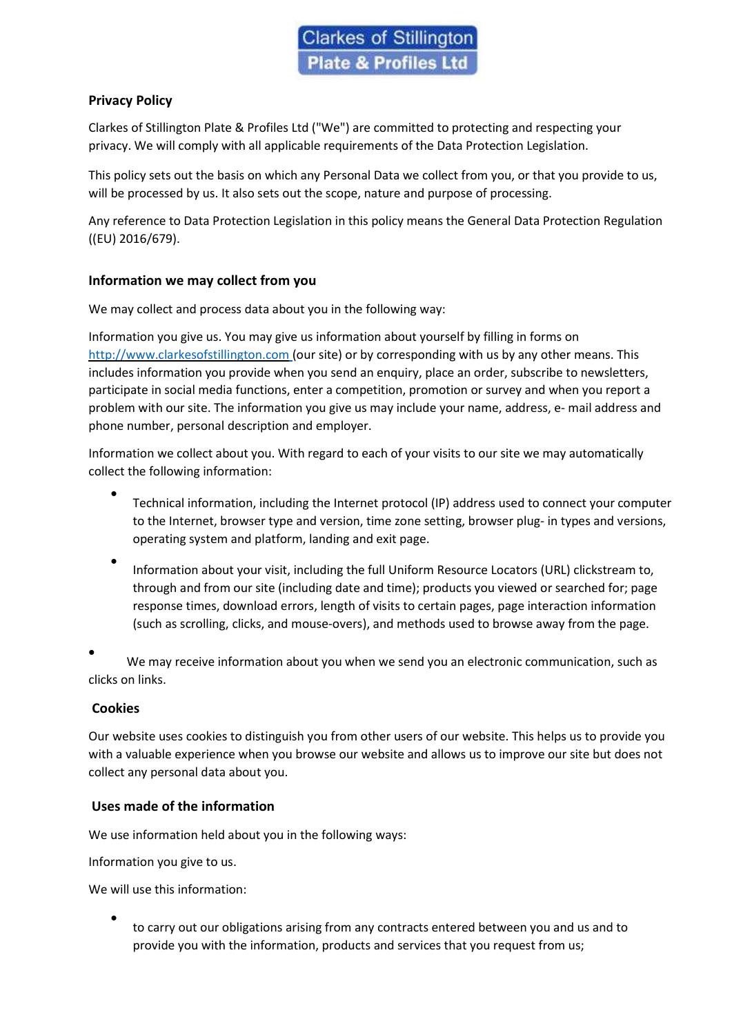Clarkes of Stillington Plate & Profiles Ltd

## Privacy Policy

Clarkes of Stillington Plate & Profiles Ltd ("We") are committed to protecting and respecting your privacy. We will comply with all applicable requirements of the Data Protection Legislation.

This policy sets out the basis on which any Personal Data we collect from you, or that you provide to us, will be processed by us. It also sets out the scope, nature and purpose of processing.

Any reference to Data Protection Legislation in this policy means the General Data Protection Regulation ((EU) 2016/679).

### Information we may collect from you

We may collect and process data about you in the following way:

Information you give us. You may give us information about yourself by filling in forms on http://www.clarkesofstillington.com (our site) or by corresponding with us by any other means. This includes information you provide when you send an enquiry, place an order, subscribe to newsletters, participate in social media functions, enter a competition, promotion or survey and when you report a problem with our site. The information you give us may include your name, address, e- mail address and phone number, personal description and employer.

Information we collect about you. With regard to each of your visits to our site we may automatically collect the following information:

- Technical information, including the Internet protocol (IP) address used to connect your computer to the Internet, browser type and version, time zone setting, browser plug- in types and versions, operating system and platform, landing and exit page.
- Information about your visit, including the full Uniform Resource Locators (URL) clickstream to, through and from our site (including date and time); products you viewed or searched for; page response times, download errors, length of visits to certain pages, page interaction information (such as scrolling, clicks, and mouse-overs), and methods used to browse away from the page.

- We may receive information about you when we send you an electronic communication, such as clicks on links.

### Cookies

Our website uses cookies to distinguish you from other users of our website. This helps us to provide you with a valuable experience when you browse our website and allows us to improve our site but does not collect any personal data about you.

### Uses made of the information

We use information held about you in the following ways:

Information you give to us.

We will use this information:

- to carry out our obligations arising from any contracts entered between you and us and to provide you with the information, products and services that you request from us;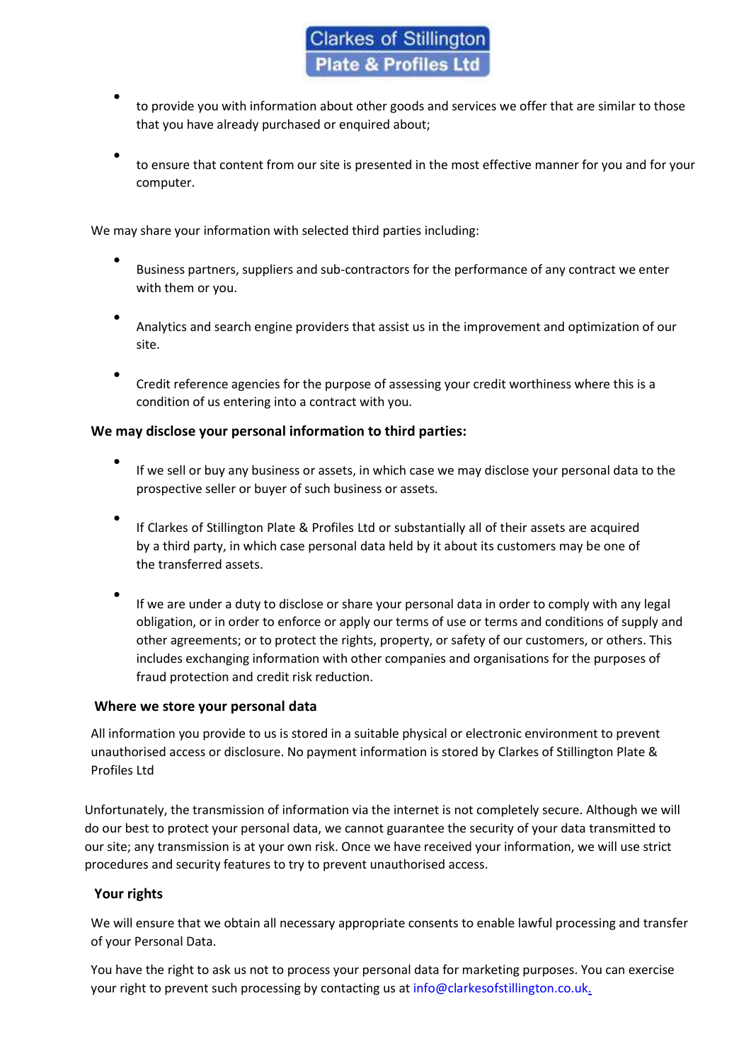- to provide you with information about other goods and services we offer that are similar to those that you have already purchased or enquired about;
- to ensure that content from our site is presented in the most effective manner for you and for your computer.

We may share your information with selected third parties including:

- Business partners, suppliers and sub-contractors for the performance of any contract we enter with them or you.
- Analytics and search engine providers that assist us in the improvement and optimization of our site.
- Credit reference agencies for the purpose of assessing your credit worthiness where this is a condition of us entering into a contract with you.

**We may disclose your personal information to third parties:**

- If we sell or buy any business or assets, in which case we may disclose your personal data to the prospective seller or buyer of such business or assets.
- If Clarkes of Stillington Plate & Profiles Ltd or substantially all of their assets are acquired by a third party, in which case personal data held by it about its customers may be one of the transferred assets.
- If we are under a duty to disclose or share your personal data in order to comply with any legal obligation, or in order to enforce or apply our terms of use or terms and conditions of supply and other agreements; or to protect the rights, property, or safety of our customers, or others. This includes exchanging information with other companies and organisations for the purposes of fraud protection and credit risk reduction.

**Where we store your personal data**

All information you provide to us is stored in a suitable physical or electronic environment to prevent unauthorised access or disclosure. No payment information is stored by Clarkes of Stillington Plate & Profiles Ltd

Unfortunately, the transmission of information via the internet is not completely secure. Although we will do our best to protect your personal data, we cannot guarantee the security of your data transmitted to our site; any transmission is at your own risk. Once we have received your information, we will use strict procedures and security features to try to prevent unauthorised access.

**Your rights**

We will ensure that we obtain all necessary appropriate consents to enable lawful processing and transfer of your Personal Data.

You have the right to ask us not to process your personal data for marketing purposes. You can exercise your right to prevent such processing by contacting us at info@clarkesofstillington.co.uk.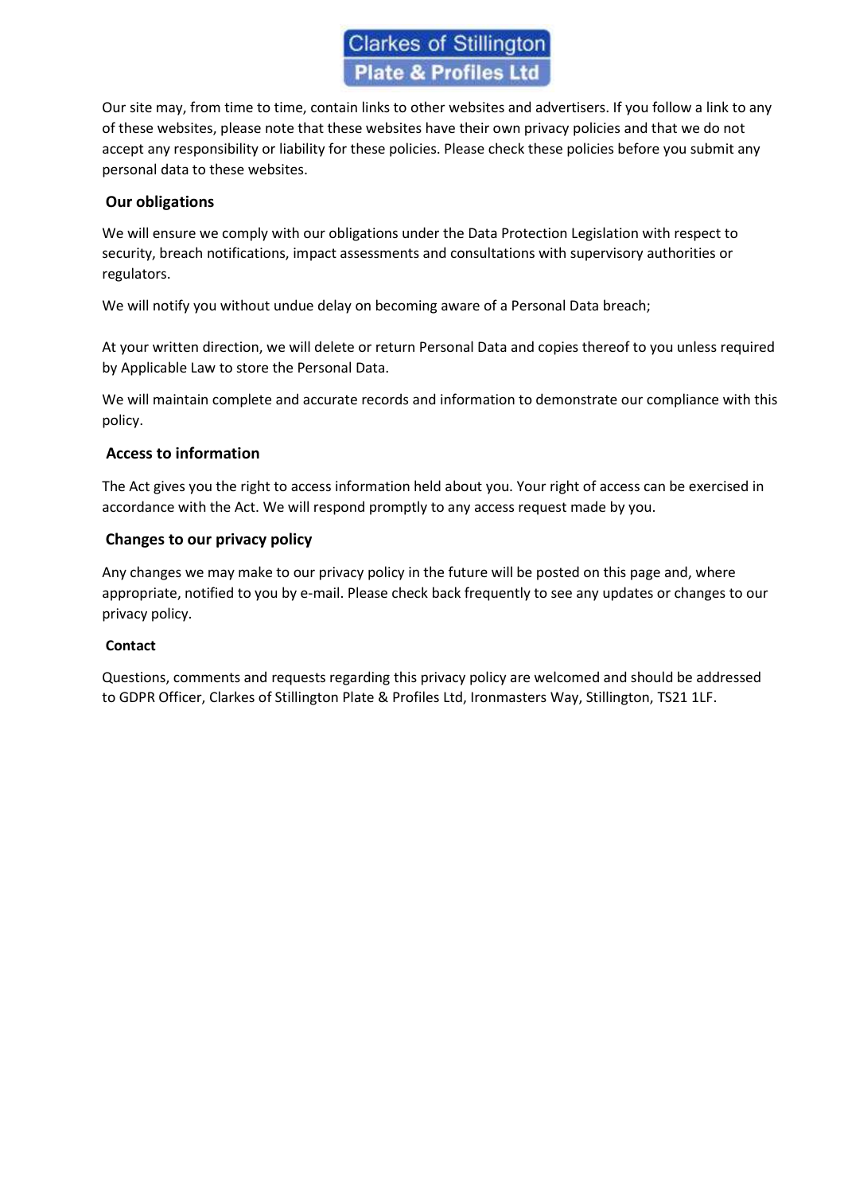Our site may, from time to time, contain links to other websites and advertisers. If you follow a link to any of these websites, please note that these websites have their own privacy policies and that we do not accept any responsibility or liability for these policies. Please check these policies before you submit any personal data to these websites.

## Our obligations

We will ensure we comply with our obligations under the Data Protection Legislation with respect to security, breach notifications, impact assessments and consultations with supervisory authorities or regulators.

We will notify you without undue delay on becoming aware of a Personal Data breach;

At your written direction, we will delete or return Personal Data and copies thereof to you unless required by Applicable Law to store the Personal Data.

We will maintain complete and accurate records and information to demonstrate our compliance with this policy.

## Access to information

The Act gives you the right to access information held about you. Your right of access can be exercised in accordance with the Act. We will respond promptly to any access request made by you.

## Changes to our privacy policy

Any changes we may make to our privacy policy in the future will be posted on this page and, where appropriate, notified to you by e-mail. Please check back frequently to see any updates or changes to our privacy policy.

### Contact

Questions, comments and requests regarding this privacy policy are welcomed and should be addressed to GDPR Officer, Clarkes of Stillington Plate & Profiles Ltd, Ironmasters Way, Stillington, TS21 1LF.